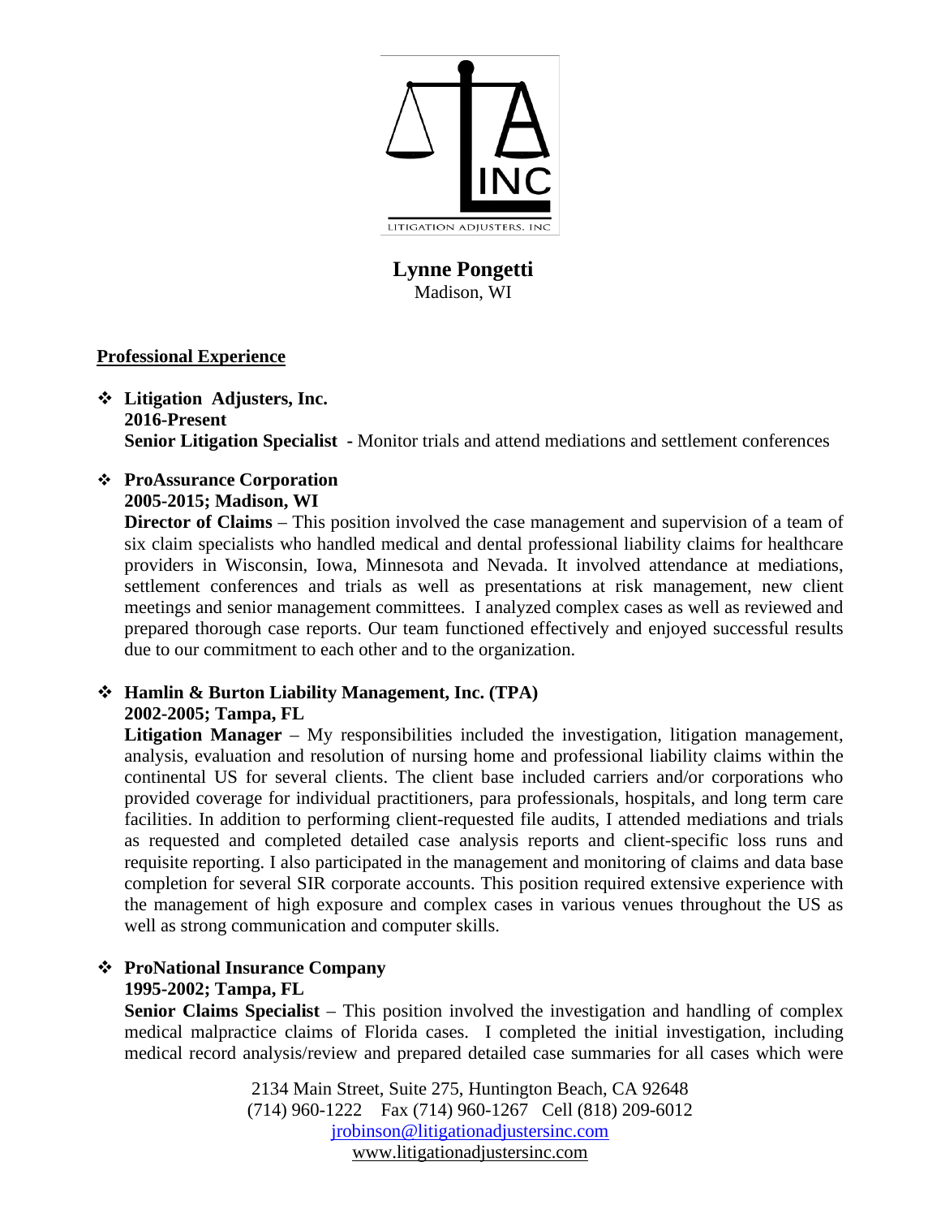LITIGATION ADJUSTERS, INC

# Lynne Pongetti

Madison, WI

## Professional Experience

- **Litigation Adjusters, Inc.**
  **2016-Present**
  **Senior Litigation Specialist** - Monitor trials and attend mediations and settlement conferences

- **ProAssurance Corporation**
  **2005-2015; Madison, WI**
  **Director of Claims** – This position involved the case management and supervision of a team of six claim specialists who handled medical and dental professional liability claims for healthcare providers in Wisconsin, Iowa, Minnesota and Nevada. It involved attendance at mediations, settlement conferences and trials as well as presentations at risk management, new client meetings and senior management committees. I analyzed complex cases as well as reviewed and prepared thorough case reports. Our team functioned effectively and enjoyed successful results due to our commitment to each other and to the organization.

- **Hamlin & Burton Liability Management, Inc. (TPA)**
  **2002-2005; Tampa, FL**
  **Litigation Manager** – My responsibilities included the investigation, litigation management, analysis, evaluation and resolution of nursing home and professional liability claims within the continental US for several clients. The client base included carriers and/or corporations who provided coverage for individual practitioners, para professionals, hospitals, and long term care facilities. In addition to performing client-requested file audits, I attended mediations and trials as requested and completed detailed case analysis reports and client-specific loss runs and requisite reporting. I also participated in the management and monitoring of claims and data base completion for several SIR corporate accounts. This position required extensive experience with the management of high exposure and complex cases in various venues throughout the US as well as strong communication and computer skills.

- **ProNational Insurance Company**
  **1995-2002; Tampa, FL**
  **Senior Claims Specialist** – This position involved the investigation and handling of complex medical malpractice claims of Florida cases. I completed the initial investigation, including medical record analysis/review and prepared detailed case summaries for all cases which were

2134 Main Street, Suite 275, Huntington Beach, CA 92648
(714) 960-1222 Fax (714) 960-1267 Cell (818) 209-6012
jrobinson@litigationadjustersinc.com
www.litigationadjustersinc.com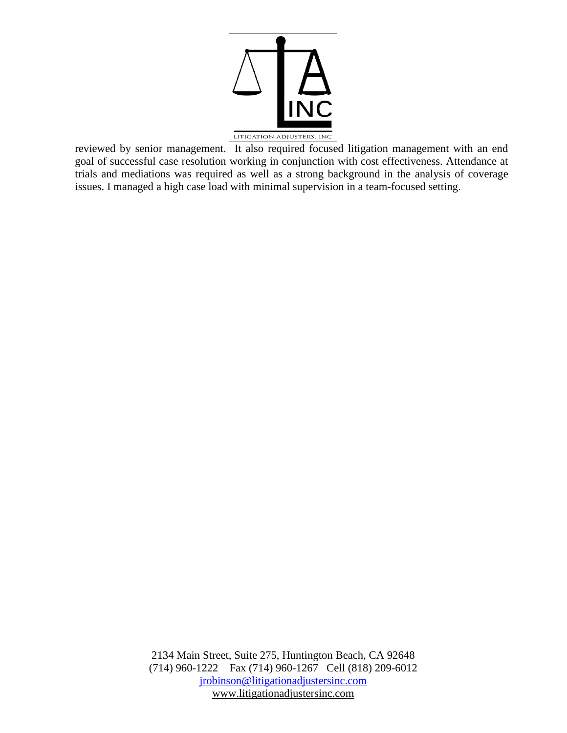reviewed by senior management. It also required focused litigation management with an end goal of successful case resolution working in conjunction with cost effectiveness. Attendance at trials and mediations was required as well as a strong background in the analysis of coverage issues. I managed a high case load with minimal supervision in a team-focused setting.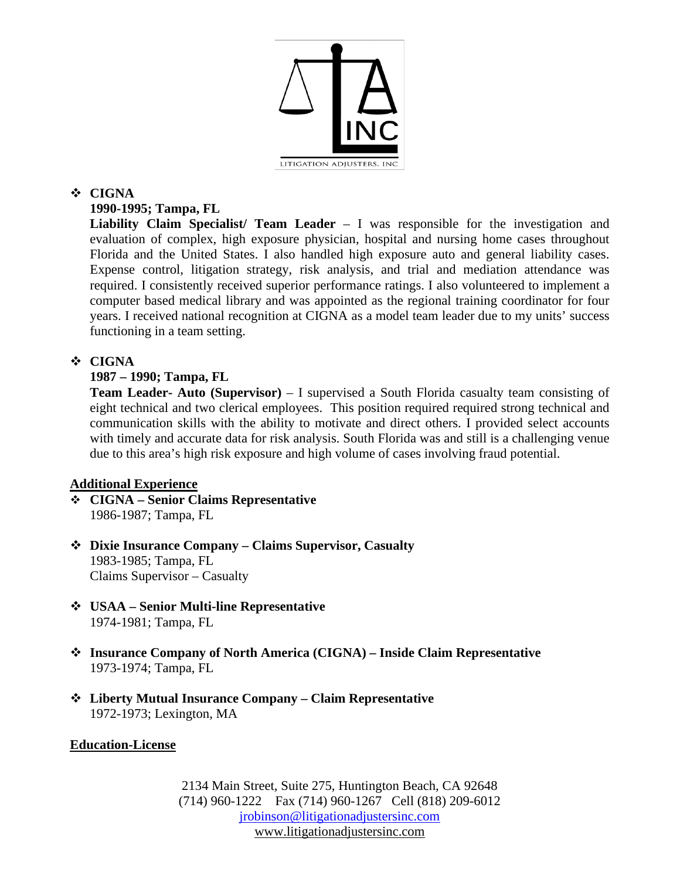- **CIGNA**
  **1990-1995; Tampa, FL**
  **Liability Claim Specialist/ Team Leader** – I was responsible for the investigation and evaluation of complex, high exposure physician, hospital and nursing home cases throughout Florida and the United States. I also handled high exposure auto and general liability cases. Expense control, litigation strategy, risk analysis, and trial and mediation attendance was required. I consistently received superior performance ratings. I also volunteered to implement a computer based medical library and was appointed as the regional training coordinator for four years. I received national recognition at CIGNA as a model team leader due to my units' success functioning in a team setting.

- **CIGNA**
  **1987 – 1990; Tampa, FL**
  **Team Leader- Auto (Supervisor)** – I supervised a South Florida casualty team consisting of eight technical and two clerical employees. This position required required strong technical and communication skills with the ability to motivate and direct others. I provided select accounts with timely and accurate data for risk analysis. South Florida was and still is a challenging venue due to this area's high risk exposure and high volume of cases involving fraud potential.

**Additional Experience**

- **CIGNA – Senior Claims Representative**
  1986-1987; Tampa, FL

- **Dixie Insurance Company – Claims Supervisor, Casualty**
  1983-1985; Tampa, FL
  Claims Supervisor – Casualty

- **USAA – Senior Multi-line Representative**
  1974-1981; Tampa, FL

- **Insurance Company of North America (CIGNA) – Inside Claim Representative**
  1973-1974; Tampa, FL

- **Liberty Mutual Insurance Company – Claim Representative**
  1972-1973; Lexington, MA

**Education-License**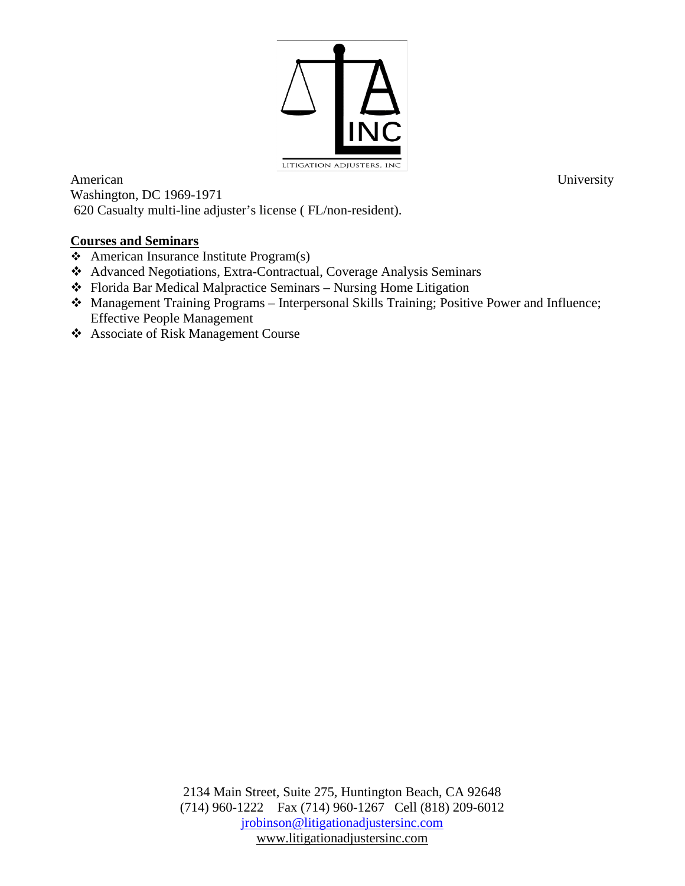American University
Washington, DC 1969-1971
620 Casualty multi-line adjuster's license ( FL/non-resident).

**Courses and Seminars**

- American Insurance Institute Program(s)
- Advanced Negotiations, Extra-Contractual, Coverage Analysis Seminars
- Florida Bar Medical Malpractice Seminars – Nursing Home Litigation
- Management Training Programs – Interpersonal Skills Training; Positive Power and Influence; Effective People Management
- Associate of Risk Management Course